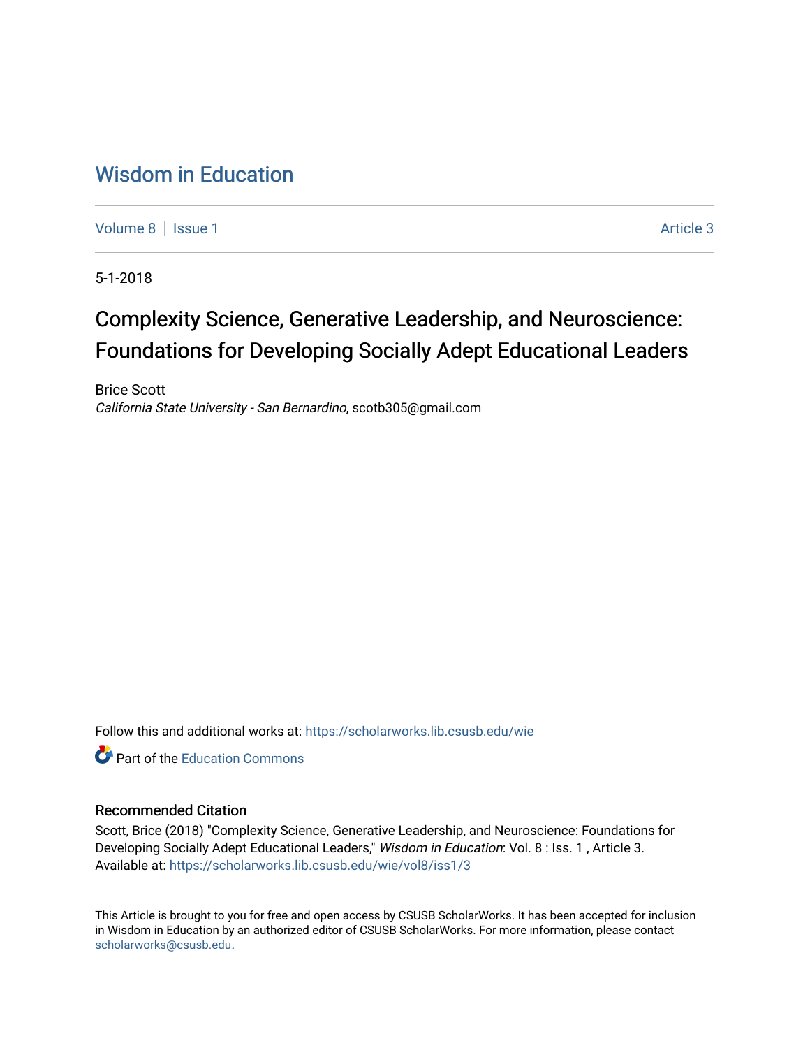# Wisdom in Education

Volume 8 | Issue 1 Article 3

5-1-2018

## Complexity Science, Generative Leadership, and Neuroscience: Foundations for Developing Socially Adept Educational Leaders

Brice Scott
*California State University - San Bernardino*, scotb305@gmail.com

Follow this and additional works at: https://scholarworks.lib.csusb.edu/wie

Part of the Education Commons

### Recommended Citation

Scott, Brice (2018) "Complexity Science, Generative Leadership, and Neuroscience: Foundations for Developing Socially Adept Educational Leaders," *Wisdom in Education*: Vol. 8 : Iss. 1 , Article 3.
Available at: https://scholarworks.lib.csusb.edu/wie/vol8/iss1/3

This Article is brought to you for free and open access by CSUSB ScholarWorks. It has been accepted for inclusion in Wisdom in Education by an authorized editor of CSUSB ScholarWorks. For more information, please contact scholarworks@csusb.edu.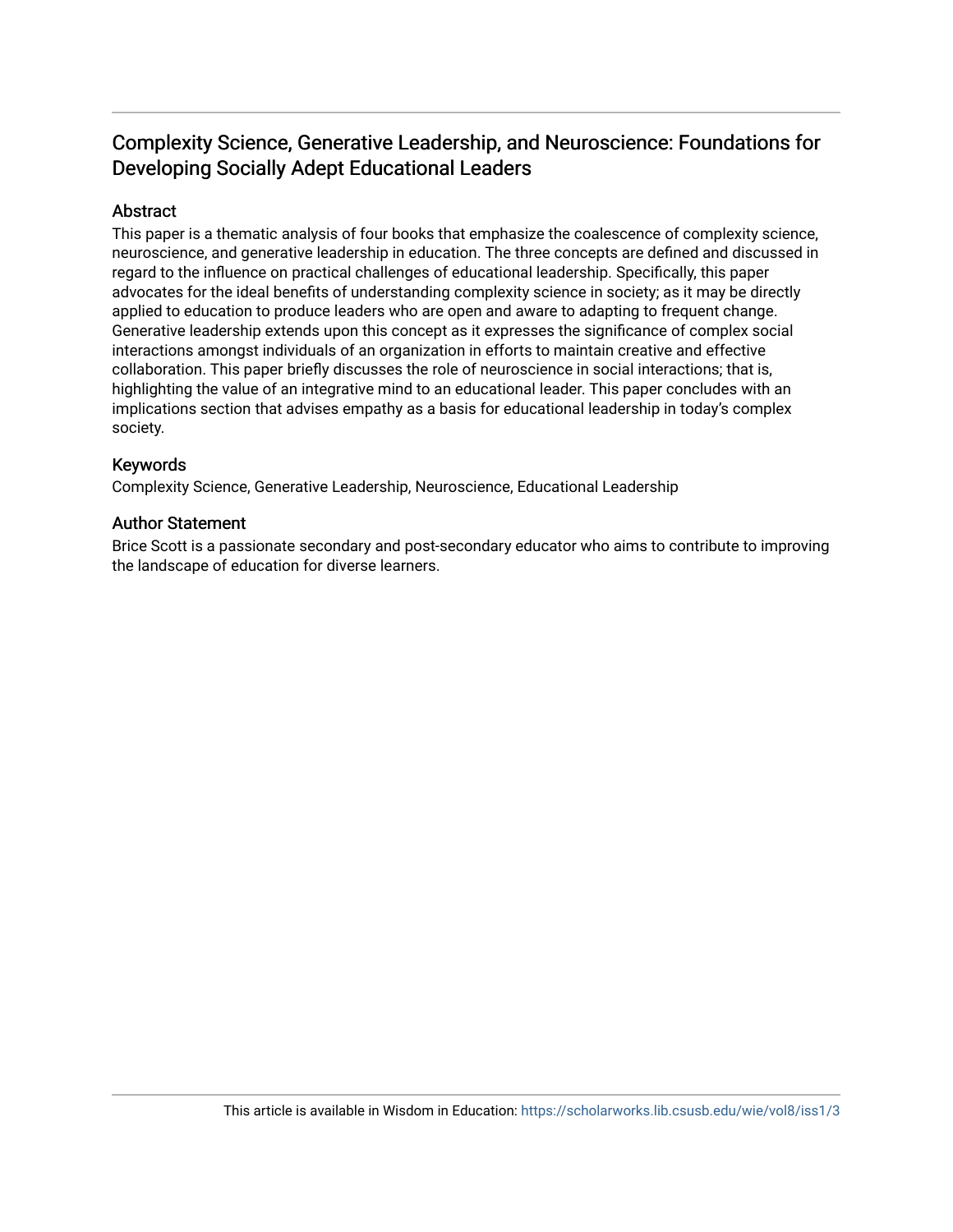## Complexity Science, Generative Leadership, and Neuroscience: Foundations for Developing Socially Adept Educational Leaders

### Abstract

This paper is a thematic analysis of four books that emphasize the coalescence of complexity science, neuroscience, and generative leadership in education. The three concepts are defined and discussed in regard to the influence on practical challenges of educational leadership. Specifically, this paper advocates for the ideal benefits of understanding complexity science in society; as it may be directly applied to education to produce leaders who are open and aware to adapting to frequent change. Generative leadership extends upon this concept as it expresses the significance of complex social interactions amongst individuals of an organization in efforts to maintain creative and effective collaboration. This paper briefly discusses the role of neuroscience in social interactions; that is, highlighting the value of an integrative mind to an educational leader. This paper concludes with an implications section that advises empathy as a basis for educational leadership in today's complex society.

### Keywords

Complexity Science, Generative Leadership, Neuroscience, Educational Leadership

### Author Statement

Brice Scott is a passionate secondary and post-secondary educator who aims to contribute to improving the landscape of education for diverse learners.

This article is available in Wisdom in Education: https://scholarworks.lib.csusb.edu/wie/vol8/iss1/3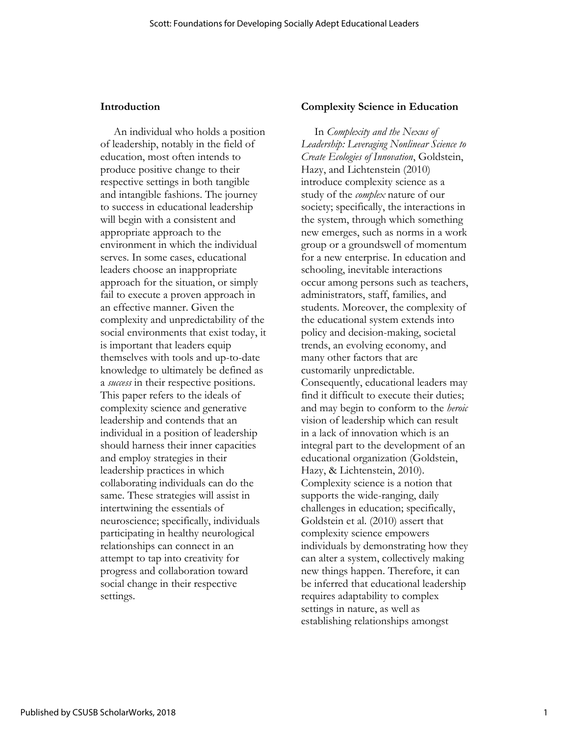## Introduction

An individual who holds a position of leadership, notably in the field of education, most often intends to produce positive change to their respective settings in both tangible and intangible fashions. The journey to success in educational leadership will begin with a consistent and appropriate approach to the environment in which the individual serves. In some cases, educational leaders choose an inappropriate approach for the situation, or simply fail to execute a proven approach in an effective manner. Given the complexity and unpredictability of the social environments that exist today, it is important that leaders equip themselves with tools and up-to-date knowledge to ultimately be defined as a *success* in their respective positions. This paper refers to the ideals of complexity science and generative leadership and contends that an individual in a position of leadership should harness their inner capacities and employ strategies in their leadership practices in which collaborating individuals can do the same. These strategies will assist in intertwining the essentials of neuroscience; specifically, individuals participating in healthy neurological relationships can connect in an attempt to tap into creativity for progress and collaboration toward social change in their respective settings.

## Complexity Science in Education

In *Complexity and the Nexus of Leadership: Leveraging Nonlinear Science to Create Ecologies of Innovation*, Goldstein, Hazy, and Lichtenstein (2010) introduce complexity science as a study of the *complex* nature of our society; specifically, the interactions in the system, through which something new emerges, such as norms in a work group or a groundswell of momentum for a new enterprise. In education and schooling, inevitable interactions occur among persons such as teachers, administrators, staff, families, and students. Moreover, the complexity of the educational system extends into policy and decision-making, societal trends, an evolving economy, and many other factors that are customarily unpredictable. Consequently, educational leaders may find it difficult to execute their duties; and may begin to conform to the *heroic* vision of leadership which can result in a lack of innovation which is an integral part to the development of an educational organization (Goldstein, Hazy, & Lichtenstein, 2010). Complexity science is a notion that supports the wide-ranging, daily challenges in education; specifically, Goldstein et al. (2010) assert that complexity science empowers individuals by demonstrating how they can alter a system, collectively making new things happen. Therefore, it can be inferred that educational leadership requires adaptability to complex settings in nature, as well as establishing relationships amongst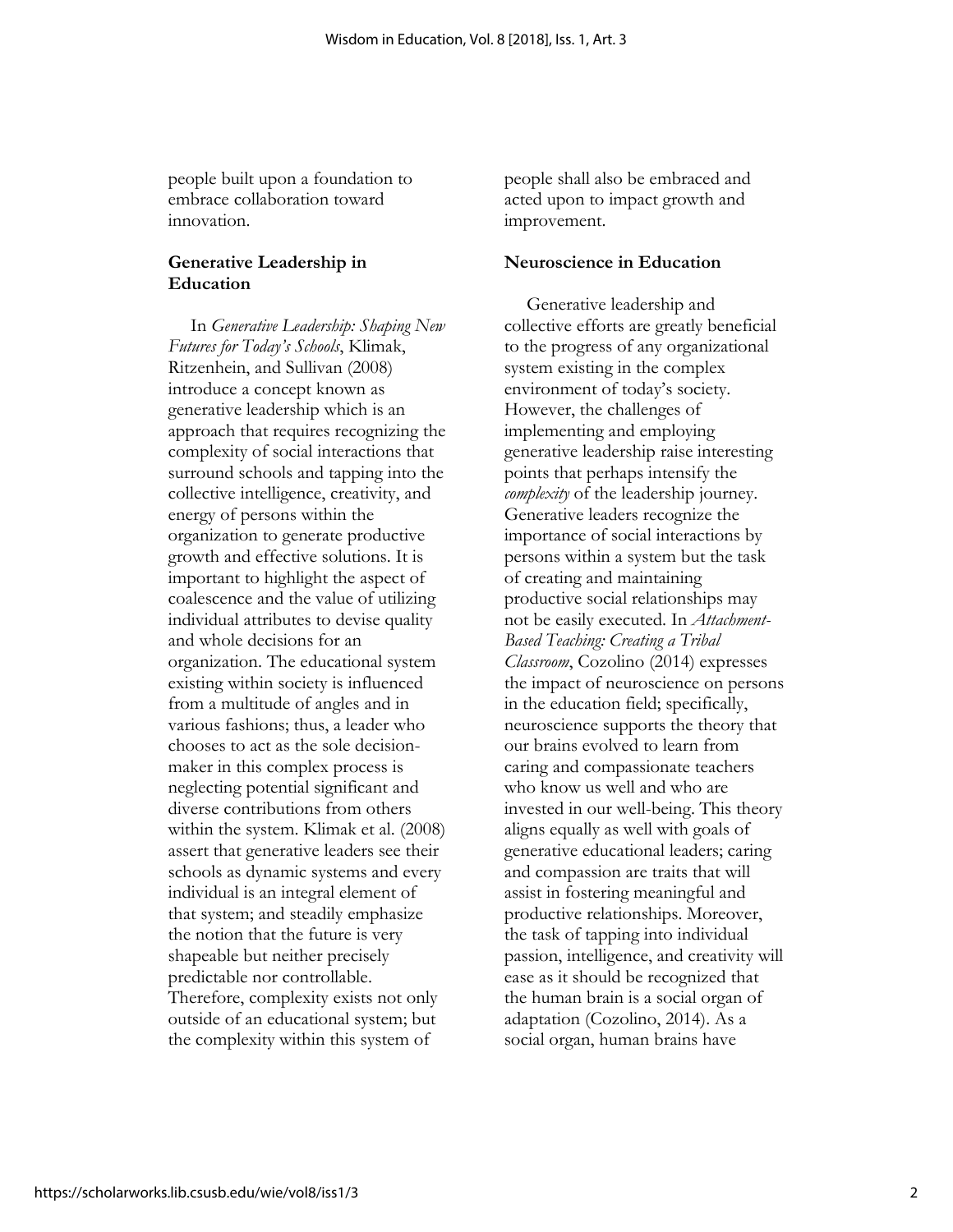people built upon a foundation to embrace collaboration toward innovation.

## Generative Leadership in Education

In *Generative Leadership: Shaping New Futures for Today's Schools*, Klimak, Ritzenhein, and Sullivan (2008) introduce a concept known as generative leadership which is an approach that requires recognizing the complexity of social interactions that surround schools and tapping into the collective intelligence, creativity, and energy of persons within the organization to generate productive growth and effective solutions. It is important to highlight the aspect of coalescence and the value of utilizing individual attributes to devise quality and whole decisions for an organization. The educational system existing within society is influenced from a multitude of angles and in various fashions; thus, a leader who chooses to act as the sole decision-maker in this complex process is neglecting potential significant and diverse contributions from others within the system. Klimak et al. (2008) assert that generative leaders see their schools as dynamic systems and every individual is an integral element of that system; and steadily emphasize the notion that the future is very shapeable but neither precisely predictable nor controllable. Therefore, complexity exists not only outside of an educational system; but the complexity within this system of people shall also be embraced and acted upon to impact growth and improvement.

## Neuroscience in Education

Generative leadership and collective efforts are greatly beneficial to the progress of any organizational system existing in the complex environment of today's society. However, the challenges of implementing and employing generative leadership raise interesting points that perhaps intensify the *complexity* of the leadership journey. Generative leaders recognize the importance of social interactions by persons within a system but the task of creating and maintaining productive social relationships may not be easily executed. In *Attachment-Based Teaching: Creating a Tribal Classroom*, Cozolino (2014) expresses the impact of neuroscience on persons in the education field; specifically, neuroscience supports the theory that our brains evolved to learn from caring and compassionate teachers who know us well and who are invested in our well-being. This theory aligns equally as well with goals of generative educational leaders; caring and compassion are traits that will assist in fostering meaningful and productive relationships. Moreover, the task of tapping into individual passion, intelligence, and creativity will ease as it should be recognized that the human brain is a social organ of adaptation (Cozolino, 2014). As a social organ, human brains have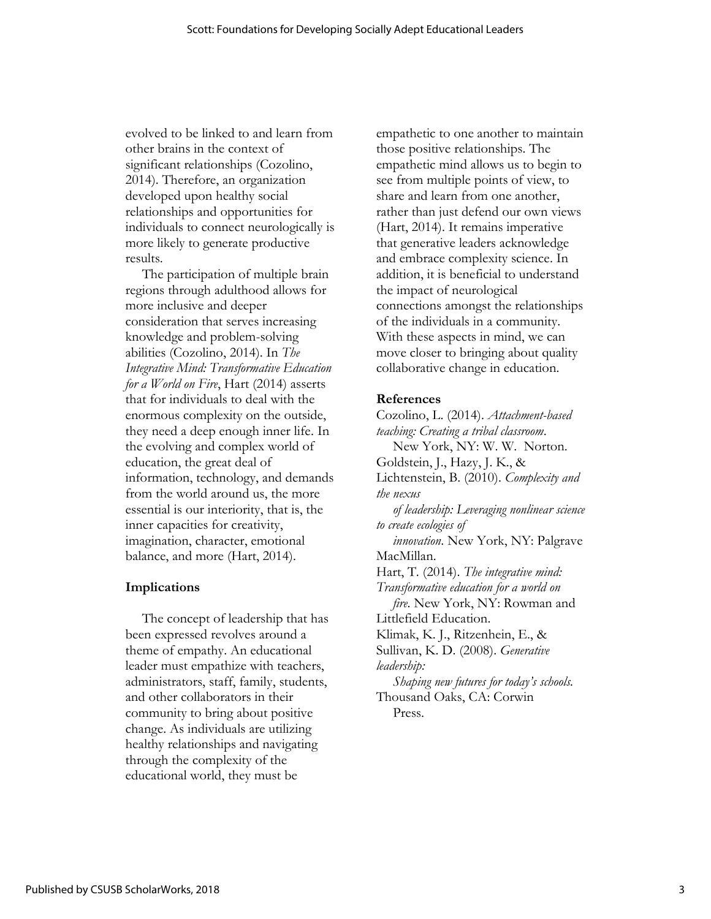evolved to be linked to and learn from other brains in the context of significant relationships (Cozolino, 2014). Therefore, an organization developed upon healthy social relationships and opportunities for individuals to connect neurologically is more likely to generate productive results.

The participation of multiple brain regions through adulthood allows for more inclusive and deeper consideration that serves increasing knowledge and problem-solving abilities (Cozolino, 2014). In *The Integrative Mind: Transformative Education for a World on Fire*, Hart (2014) asserts that for individuals to deal with the enormous complexity on the outside, they need a deep enough inner life. In the evolving and complex world of education, the great deal of information, technology, and demands from the world around us, the more essential is our interiority, that is, the inner capacities for creativity, imagination, character, emotional balance, and more (Hart, 2014).

## Implications

The concept of leadership that has been expressed revolves around a theme of empathy. An educational leader must empathize with teachers, administrators, staff, family, students, and other collaborators in their community to bring about positive change. As individuals are utilizing healthy relationships and navigating through the complexity of the educational world, they must be empathetic to one another to maintain those positive relationships. The empathetic mind allows us to begin to see from multiple points of view, to share and learn from one another, rather than just defend our own views (Hart, 2014). It remains imperative that generative leaders acknowledge and embrace complexity science. In addition, it is beneficial to understand the impact of neurological connections amongst the relationships of the individuals in a community. With these aspects in mind, we can move closer to bringing about quality collaborative change in education.

## References

Cozolino, L. (2014). *Attachment-based teaching: Creating a tribal classroom*. New York, NY: W. W. Norton.

Goldstein, J., Hazy, J. K., & Lichtenstein, B. (2010). *Complexity and the nexus of leadership: Leveraging nonlinear science to create ecologies of innovation*. New York, NY: Palgrave MacMillan.

Hart, T. (2014). *The integrative mind: Transformative education for a world on fire*. New York, NY: Rowman and Littlefield Education.

Klimak, K. J., Ritzenhein, E., & Sullivan, K. D. (2008). *Generative leadership: Shaping new futures for today's schools.* Thousand Oaks, CA: Corwin Press.